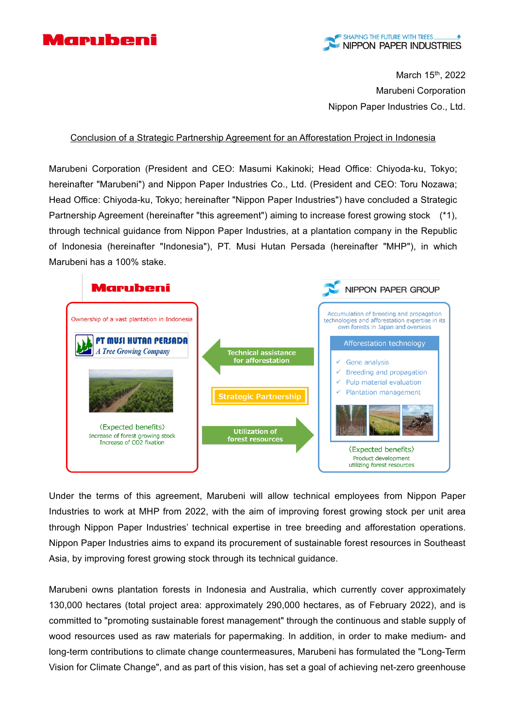March 15th, 2022

Marubeni Corporation

Nippon Paper Industries Co., Ltd.

# Conclusion of a Strategic Partnership Agreement for an Afforestation Project in Indonesia

Marubeni Corporation (President and CEO: Masumi Kakinoki; Head Office: Chiyoda-ku, Tokyo; hereinafter "Marubeni") and Nippon Paper Industries Co., Ltd. (President and CEO: Toru Nozawa; Head Office: Chiyoda-ku, Tokyo; hereinafter "Nippon Paper Industries") have concluded a Strategic Partnership Agreement (hereinafter "this agreement") aiming to increase forest growing stock (*1), through technical guidance from Nippon Paper Industries, at a plantation company in the Republic of Indonesia (hereinafter "Indonesia"), PT. Musi Hutan Persada (hereinafter "MHP"), in which Marubeni has a 100% stake.

Marubeni

Ownership of a vast plantation in Indonesia

PT MUSI HUTAN PERSADA
A Tree Growing Company

〈Expected benefits〉
Increase of forest growing stock
Increase of CO2 fixation

Technical assistance for afforestation

Strategic Partnership

Utilization of forest resources

NIPPON PAPER GROUP

Accumulation of breeding and propagation technologies and afforestation expertise in its own forests in Japan and overseas

Afforestation technology

- Gene analysis
- Breeding and propagation
- Pulp material evaluation
- Plantation management

〈Expected benefits〉
Product development utilizing forest resources

Under the terms of this agreement, Marubeni will allow technical employees from Nippon Paper Industries to work at MHP from 2022, with the aim of improving forest growing stock per unit area through Nippon Paper Industries' technical expertise in tree breeding and afforestation operations. Nippon Paper Industries aims to expand its procurement of sustainable forest resources in Southeast Asia, by improving forest growing stock through its technical guidance.

Marubeni owns plantation forests in Indonesia and Australia, which currently cover approximately 130,000 hectares (total project area: approximately 290,000 hectares, as of February 2022), and is committed to "promoting sustainable forest management" through the continuous and stable supply of wood resources used as raw materials for papermaking. In addition, in order to make medium- and long-term contributions to climate change countermeasures, Marubeni has formulated the "Long-Term Vision for Climate Change", and as part of this vision, has set a goal of achieving net-zero greenhouse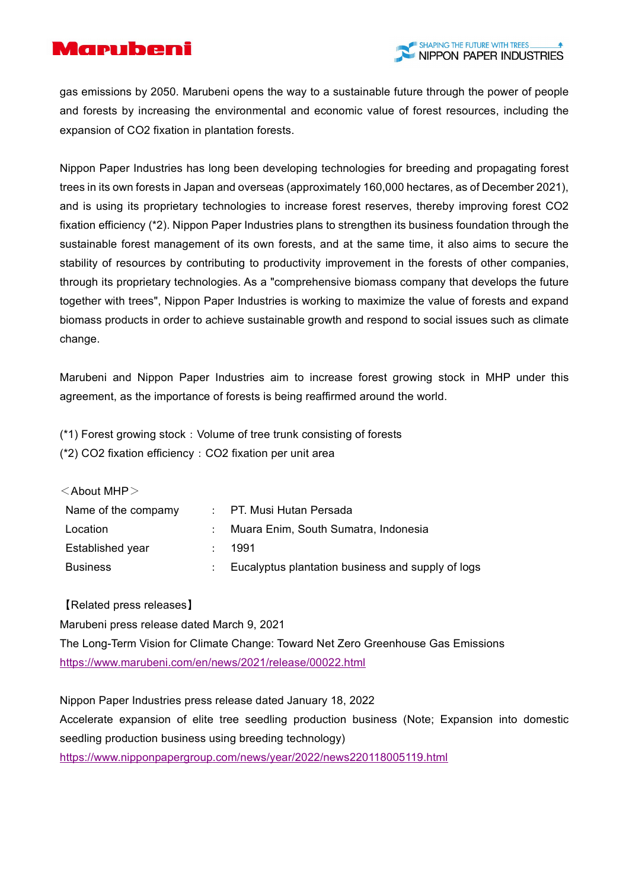gas emissions by 2050. Marubeni opens the way to a sustainable future through the power of people and forests by increasing the environmental and economic value of forest resources, including the expansion of $CO_2$ fixation in plantation forests.

Nippon Paper Industries has long been developing technologies for breeding and propagating forest trees in its own forests in Japan and overseas (approximately 160,000 hectares, as of December 2021), and is using its proprietary technologies to increase forest reserves, thereby improving forest $CO_2$ fixation efficiency (*2). Nippon Paper Industries plans to strengthen its business foundation through the sustainable forest management of its own forests, and at the same time, it also aims to secure the stability of resources by contributing to productivity improvement in the forests of other companies, through its proprietary technologies. As a "comprehensive biomass company that develops the future together with trees", Nippon Paper Industries is working to maximize the value of forests and expand biomass products in order to achieve sustainable growth and respond to social issues such as climate change.

Marubeni and Nippon Paper Industries aim to increase forest growing stock in MHP under this agreement, as the importance of forests is being reaffirmed around the world.

(*1) Forest growing stock：Volume of tree trunk consisting of forests
(*2) $CO_2$ fixation efficiency：$CO_2$ fixation per unit area

＜About MHP＞

| | | |
|---|---|---|
| Name of the compamy | : | PT. Musi Hutan Persada |
| Location | : | Muara Enim, South Sumatra, Indonesia |
| Established year | : | 1991 |
| Business | : | Eucalyptus plantation business and supply of logs |

【Related press releases】

Marubeni press release dated March 9, 2021
The Long-Term Vision for Climate Change: Toward Net Zero Greenhouse Gas Emissions
https://www.marubeni.com/en/news/2021/release/00022.html

Nippon Paper Industries press release dated January 18, 2022
Accelerate expansion of elite tree seedling production business (Note; Expansion into domestic seedling production business using breeding technology)
https://www.nipponpapergroup.com/news/year/2022/news220118005119.html